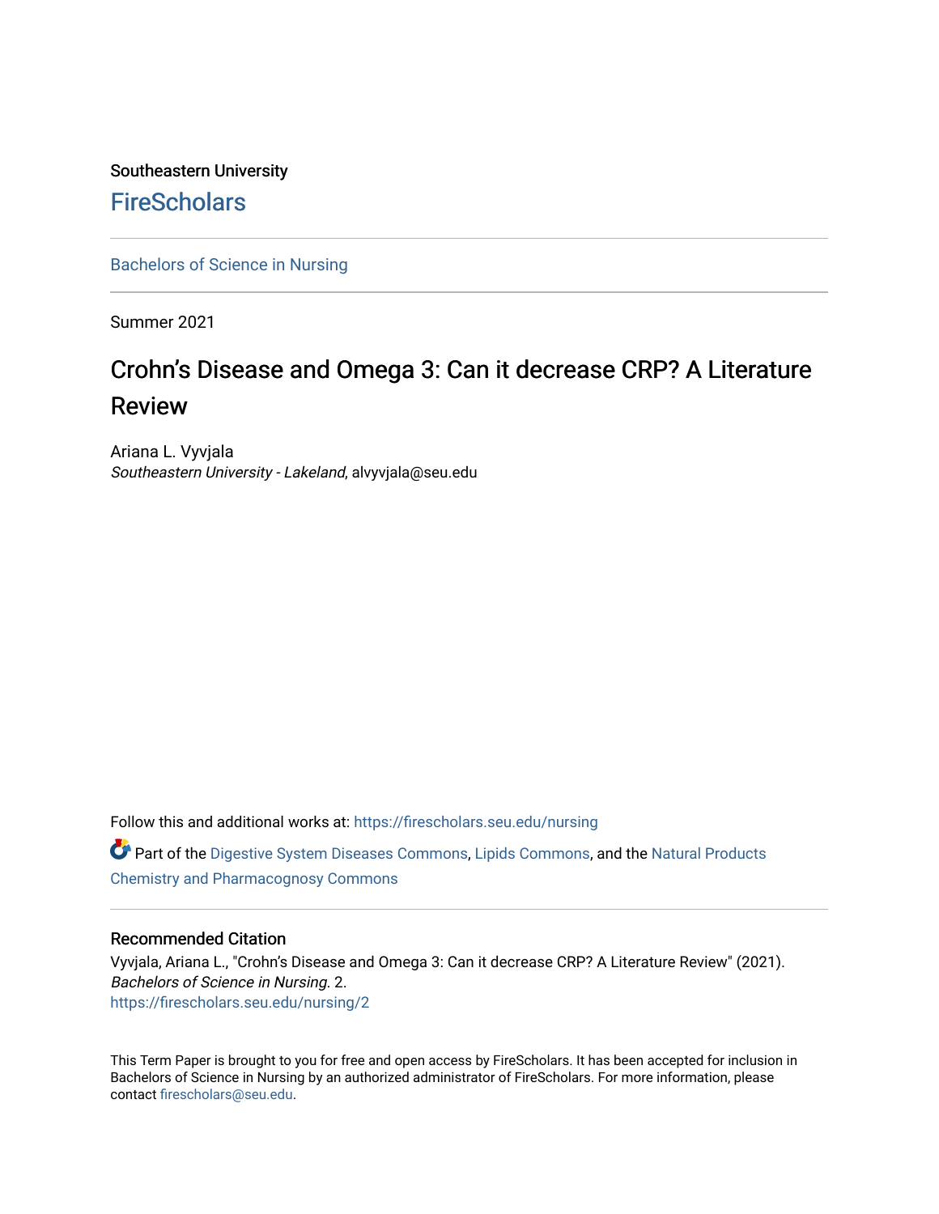Southeastern University

FireScholars

Bachelors of Science in Nursing

Summer 2021

# Crohn's Disease and Omega 3: Can it decrease CRP? A Literature Review

Ariana L. Vyvjala
*Southeastern University - Lakeland*, alvyvjala@seu.edu

Follow this and additional works at: https://firescholars.seu.edu/nursing

Part of the Digestive System Diseases Commons, Lipids Commons, and the Natural Products Chemistry and Pharmacognosy Commons

## Recommended Citation

Vyvjala, Ariana L., "Crohn's Disease and Omega 3: Can it decrease CRP? A Literature Review" (2021). *Bachelors of Science in Nursing*. 2.
https://firescholars.seu.edu/nursing/2

This Term Paper is brought to you for free and open access by FireScholars. It has been accepted for inclusion in Bachelors of Science in Nursing by an authorized administrator of FireScholars. For more information, please contact firescholars@seu.edu.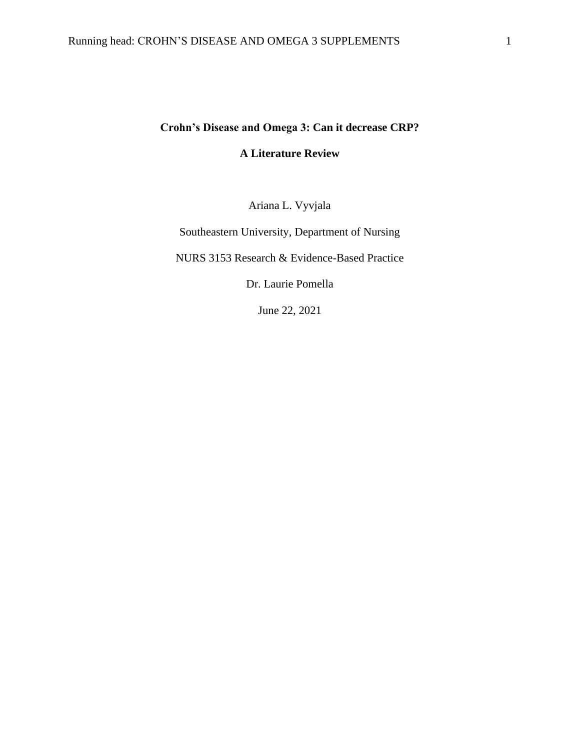**Crohn's Disease and Omega 3: Can it decrease CRP?**

**A Literature Review**

Ariana L. Vyvjala

Southeastern University, Department of Nursing

NURS 3153 Research & Evidence-Based Practice

Dr. Laurie Pomella

June 22, 2021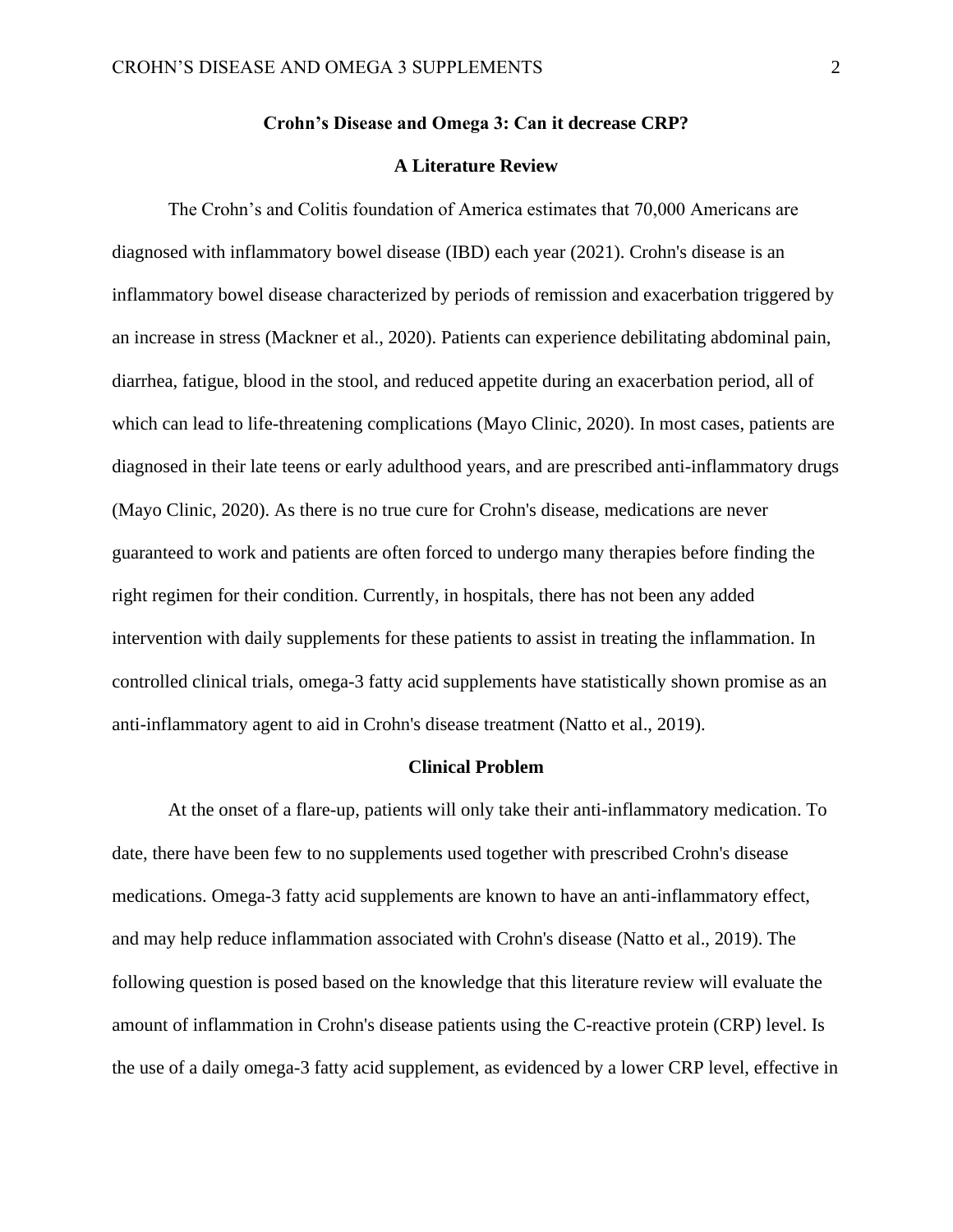**Crohn's Disease and Omega 3: Can it decrease CRP?**

**A Literature Review**

The Crohn's and Colitis foundation of America estimates that 70,000 Americans are diagnosed with inflammatory bowel disease (IBD) each year (2021). Crohn's disease is an inflammatory bowel disease characterized by periods of remission and exacerbation triggered by an increase in stress (Mackner et al., 2020). Patients can experience debilitating abdominal pain, diarrhea, fatigue, blood in the stool, and reduced appetite during an exacerbation period, all of which can lead to life-threatening complications (Mayo Clinic, 2020). In most cases, patients are diagnosed in their late teens or early adulthood years, and are prescribed anti-inflammatory drugs (Mayo Clinic, 2020). As there is no true cure for Crohn's disease, medications are never guaranteed to work and patients are often forced to undergo many therapies before finding the right regimen for their condition. Currently, in hospitals, there has not been any added intervention with daily supplements for these patients to assist in treating the inflammation. In controlled clinical trials, omega-3 fatty acid supplements have statistically shown promise as an anti-inflammatory agent to aid in Crohn's disease treatment (Natto et al., 2019).

**Clinical Problem**

At the onset of a flare-up, patients will only take their anti-inflammatory medication. To date, there have been few to no supplements used together with prescribed Crohn's disease medications. Omega-3 fatty acid supplements are known to have an anti-inflammatory effect, and may help reduce inflammation associated with Crohn's disease (Natto et al., 2019). The following question is posed based on the knowledge that this literature review will evaluate the amount of inflammation in Crohn's disease patients using the C-reactive protein (CRP) level. Is the use of a daily omega-3 fatty acid supplement, as evidenced by a lower CRP level, effective in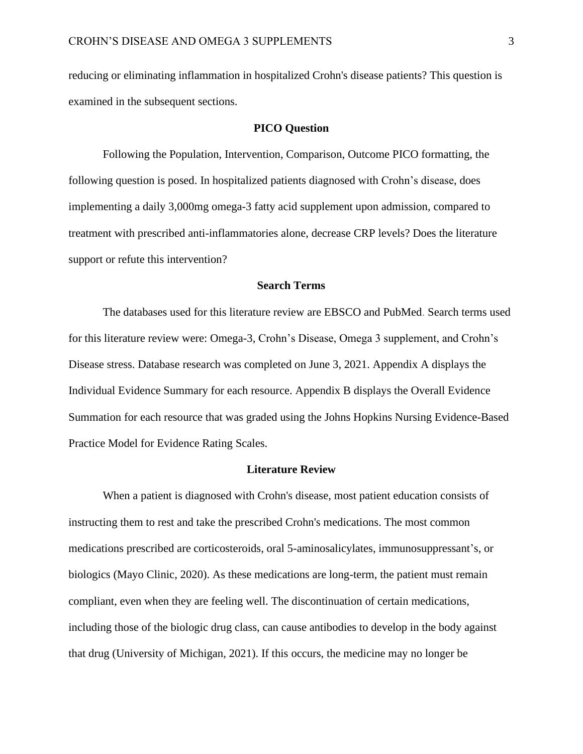reducing or eliminating inflammation in hospitalized Crohn's disease patients? This question is examined in the subsequent sections.

## PICO Question

Following the Population, Intervention, Comparison, Outcome PICO formatting, the following question is posed. In hospitalized patients diagnosed with Crohn's disease, does implementing a daily 3,000mg omega-3 fatty acid supplement upon admission, compared to treatment with prescribed anti-inflammatories alone, decrease CRP levels? Does the literature support or refute this intervention?

## Search Terms

The databases used for this literature review are EBSCO and PubMed. Search terms used for this literature review were: Omega-3, Crohn's Disease, Omega 3 supplement, and Crohn's Disease stress. Database research was completed on June 3, 2021. Appendix A displays the Individual Evidence Summary for each resource. Appendix B displays the Overall Evidence Summation for each resource that was graded using the Johns Hopkins Nursing Evidence-Based Practice Model for Evidence Rating Scales.

## Literature Review

When a patient is diagnosed with Crohn's disease, most patient education consists of instructing them to rest and take the prescribed Crohn's medications. The most common medications prescribed are corticosteroids, oral 5-aminosalicylates, immunosuppressant's, or biologics (Mayo Clinic, 2020). As these medications are long-term, the patient must remain compliant, even when they are feeling well. The discontinuation of certain medications, including those of the biologic drug class, can cause antibodies to develop in the body against that drug (University of Michigan, 2021). If this occurs, the medicine may no longer be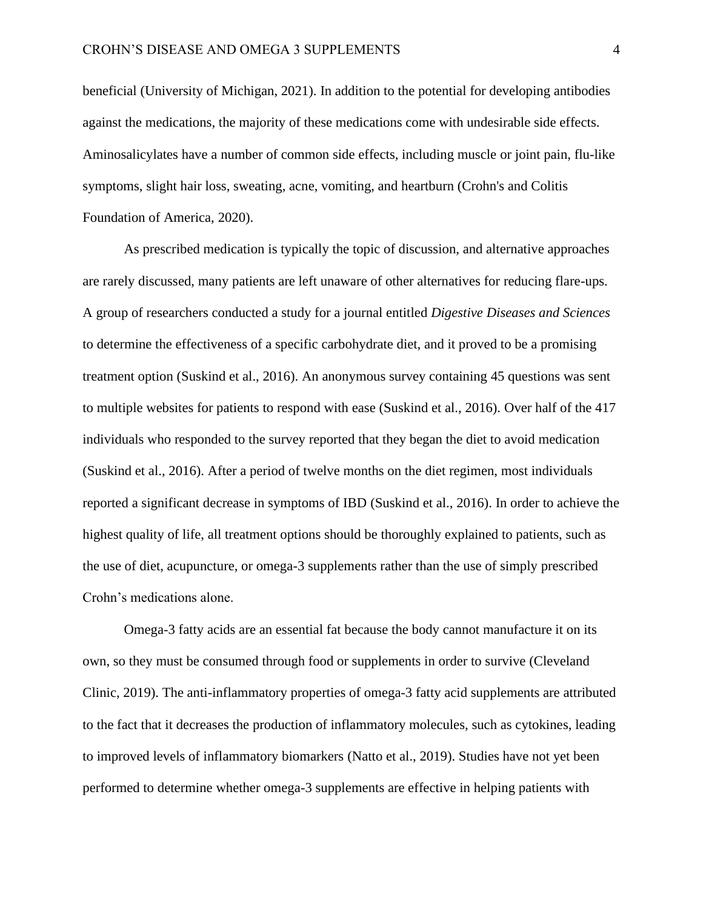beneficial (University of Michigan, 2021). In addition to the potential for developing antibodies against the medications, the majority of these medications come with undesirable side effects. Aminosalicylates have a number of common side effects, including muscle or joint pain, flu-like symptoms, slight hair loss, sweating, acne, vomiting, and heartburn (Crohn's and Colitis Foundation of America, 2020).

As prescribed medication is typically the topic of discussion, and alternative approaches are rarely discussed, many patients are left unaware of other alternatives for reducing flare-ups. A group of researchers conducted a study for a journal entitled *Digestive Diseases and Sciences* to determine the effectiveness of a specific carbohydrate diet, and it proved to be a promising treatment option (Suskind et al., 2016). An anonymous survey containing 45 questions was sent to multiple websites for patients to respond with ease (Suskind et al., 2016). Over half of the 417 individuals who responded to the survey reported that they began the diet to avoid medication (Suskind et al., 2016). After a period of twelve months on the diet regimen, most individuals reported a significant decrease in symptoms of IBD (Suskind et al., 2016). In order to achieve the highest quality of life, all treatment options should be thoroughly explained to patients, such as the use of diet, acupuncture, or omega-3 supplements rather than the use of simply prescribed Crohn's medications alone.

Omega-3 fatty acids are an essential fat because the body cannot manufacture it on its own, so they must be consumed through food or supplements in order to survive (Cleveland Clinic, 2019). The anti-inflammatory properties of omega-3 fatty acid supplements are attributed to the fact that it decreases the production of inflammatory molecules, such as cytokines, leading to improved levels of inflammatory biomarkers (Natto et al., 2019). Studies have not yet been performed to determine whether omega-3 supplements are effective in helping patients with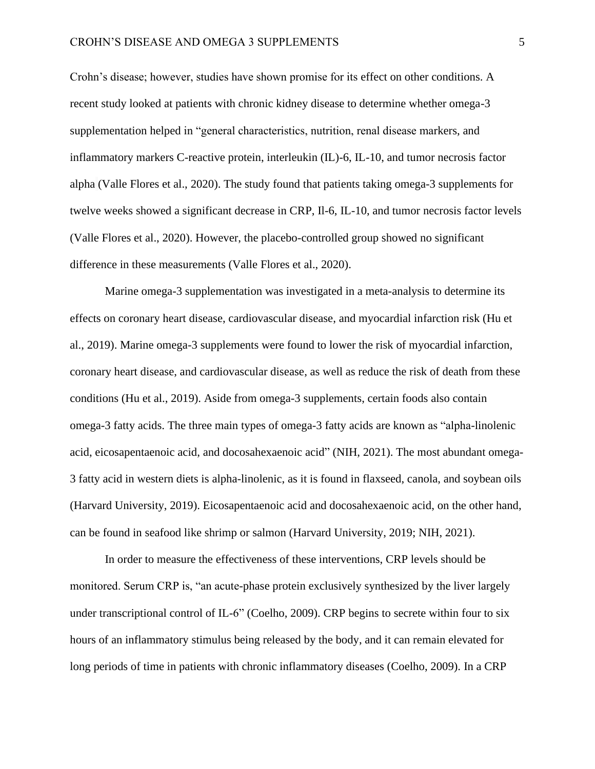Crohn's disease; however, studies have shown promise for its effect on other conditions. A recent study looked at patients with chronic kidney disease to determine whether omega-3 supplementation helped in "general characteristics, nutrition, renal disease markers, and inflammatory markers C-reactive protein, interleukin (IL)-6, IL-10, and tumor necrosis factor alpha (Valle Flores et al., 2020). The study found that patients taking omega-3 supplements for twelve weeks showed a significant decrease in CRP, Il-6, IL-10, and tumor necrosis factor levels (Valle Flores et al., 2020). However, the placebo-controlled group showed no significant difference in these measurements (Valle Flores et al., 2020).

Marine omega-3 supplementation was investigated in a meta-analysis to determine its effects on coronary heart disease, cardiovascular disease, and myocardial infarction risk (Hu et al., 2019). Marine omega-3 supplements were found to lower the risk of myocardial infarction, coronary heart disease, and cardiovascular disease, as well as reduce the risk of death from these conditions (Hu et al., 2019). Aside from omega-3 supplements, certain foods also contain omega-3 fatty acids. The three main types of omega-3 fatty acids are known as "alpha-linolenic acid, eicosapentaenoic acid, and docosahexaenoic acid" (NIH, 2021). The most abundant omega-3 fatty acid in western diets is alpha-linolenic, as it is found in flaxseed, canola, and soybean oils (Harvard University, 2019). Eicosapentaenoic acid and docosahexaenoic acid, on the other hand, can be found in seafood like shrimp or salmon (Harvard University, 2019; NIH, 2021).

In order to measure the effectiveness of these interventions, CRP levels should be monitored. Serum CRP is, "an acute-phase protein exclusively synthesized by the liver largely under transcriptional control of IL-6" (Coelho, 2009). CRP begins to secrete within four to six hours of an inflammatory stimulus being released by the body, and it can remain elevated for long periods of time in patients with chronic inflammatory diseases (Coelho, 2009). In a CRP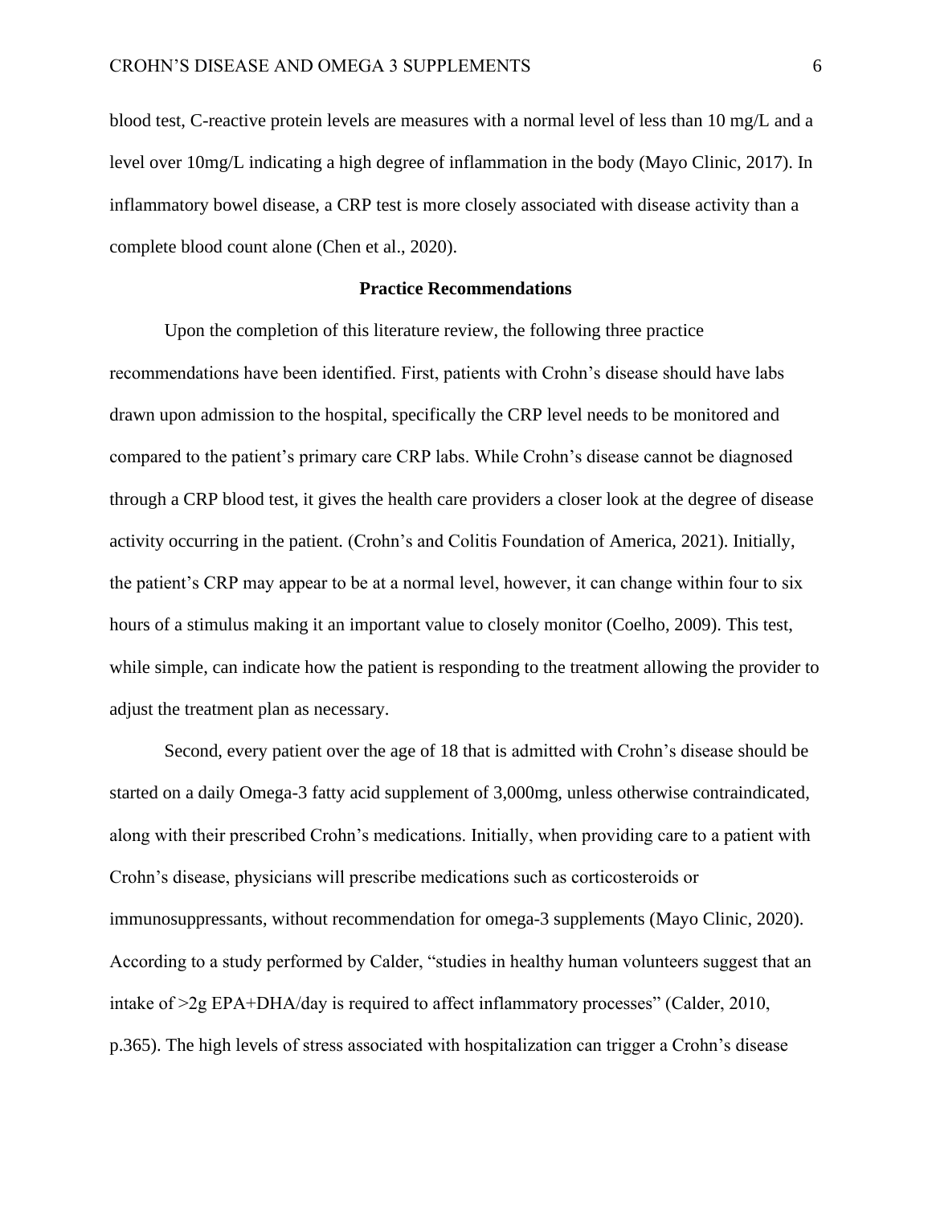blood test, C-reactive protein levels are measures with a normal level of less than 10 mg/L and a level over 10mg/L indicating a high degree of inflammation in the body (Mayo Clinic, 2017). In inflammatory bowel disease, a CRP test is more closely associated with disease activity than a complete blood count alone (Chen et al., 2020).

## Practice Recommendations

Upon the completion of this literature review, the following three practice recommendations have been identified. First, patients with Crohn's disease should have labs drawn upon admission to the hospital, specifically the CRP level needs to be monitored and compared to the patient's primary care CRP labs. While Crohn's disease cannot be diagnosed through a CRP blood test, it gives the health care providers a closer look at the degree of disease activity occurring in the patient. (Crohn's and Colitis Foundation of America, 2021). Initially, the patient's CRP may appear to be at a normal level, however, it can change within four to six hours of a stimulus making it an important value to closely monitor (Coelho, 2009). This test, while simple, can indicate how the patient is responding to the treatment allowing the provider to adjust the treatment plan as necessary.

Second, every patient over the age of 18 that is admitted with Crohn's disease should be started on a daily Omega-3 fatty acid supplement of 3,000mg, unless otherwise contraindicated, along with their prescribed Crohn's medications. Initially, when providing care to a patient with Crohn's disease, physicians will prescribe medications such as corticosteroids or immunosuppressants, without recommendation for omega-3 supplements (Mayo Clinic, 2020). According to a study performed by Calder, "studies in healthy human volunteers suggest that an intake of >2g EPA+DHA/day is required to affect inflammatory processes" (Calder, 2010, p.365). The high levels of stress associated with hospitalization can trigger a Crohn's disease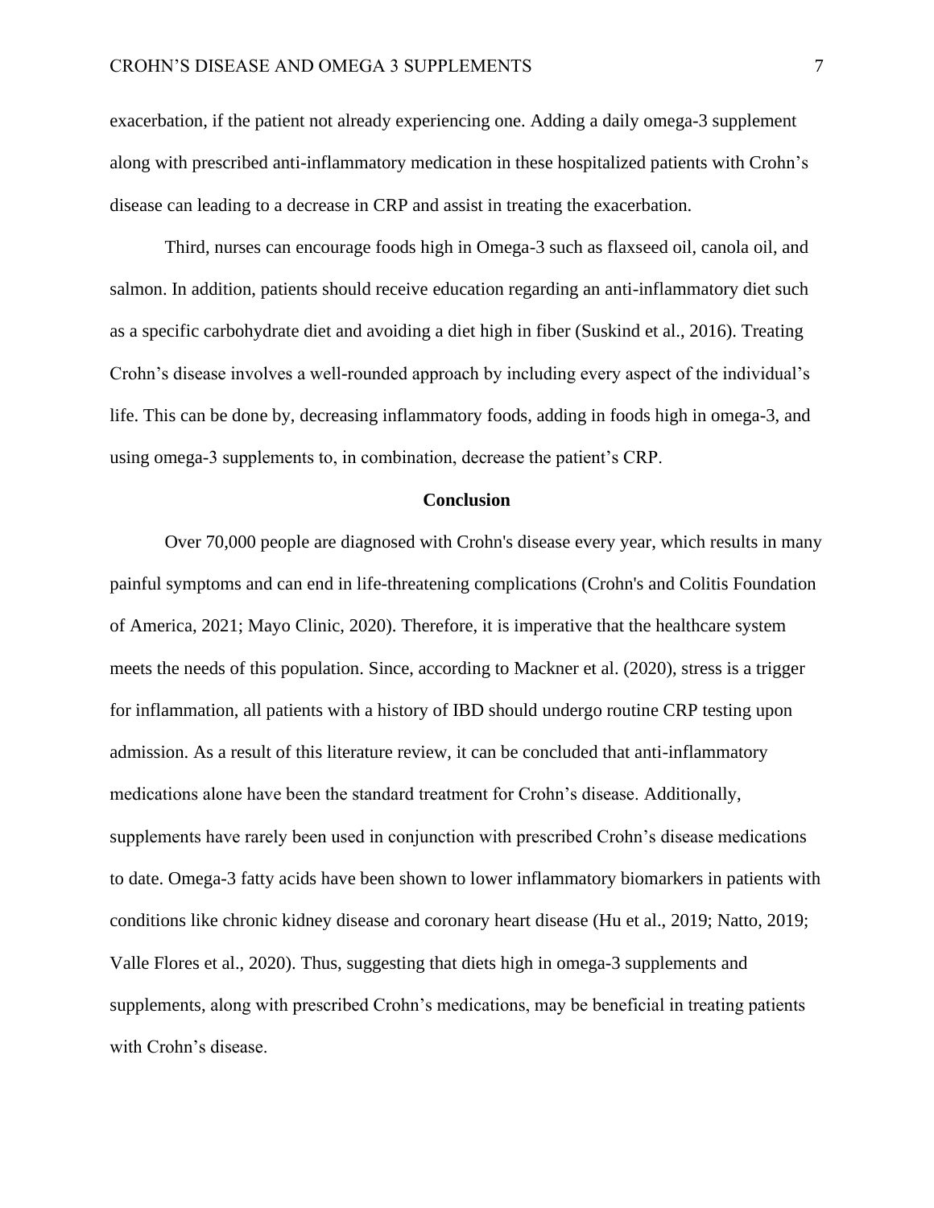exacerbation, if the patient not already experiencing one. Adding a daily omega-3 supplement along with prescribed anti-inflammatory medication in these hospitalized patients with Crohn's disease can leading to a decrease in CRP and assist in treating the exacerbation.

Third, nurses can encourage foods high in Omega-3 such as flaxseed oil, canola oil, and salmon. In addition, patients should receive education regarding an anti-inflammatory diet such as a specific carbohydrate diet and avoiding a diet high in fiber (Suskind et al., 2016). Treating Crohn's disease involves a well-rounded approach by including every aspect of the individual's life. This can be done by, decreasing inflammatory foods, adding in foods high in omega-3, and using omega-3 supplements to, in combination, decrease the patient's CRP.

## Conclusion

Over 70,000 people are diagnosed with Crohn's disease every year, which results in many painful symptoms and can end in life-threatening complications (Crohn's and Colitis Foundation of America, 2021; Mayo Clinic, 2020). Therefore, it is imperative that the healthcare system meets the needs of this population. Since, according to Mackner et al. (2020), stress is a trigger for inflammation, all patients with a history of IBD should undergo routine CRP testing upon admission. As a result of this literature review, it can be concluded that anti-inflammatory medications alone have been the standard treatment for Crohn's disease. Additionally, supplements have rarely been used in conjunction with prescribed Crohn's disease medications to date. Omega-3 fatty acids have been shown to lower inflammatory biomarkers in patients with conditions like chronic kidney disease and coronary heart disease (Hu et al., 2019; Natto, 2019; Valle Flores et al., 2020). Thus, suggesting that diets high in omega-3 supplements and supplements, along with prescribed Crohn's medications, may be beneficial in treating patients with Crohn's disease.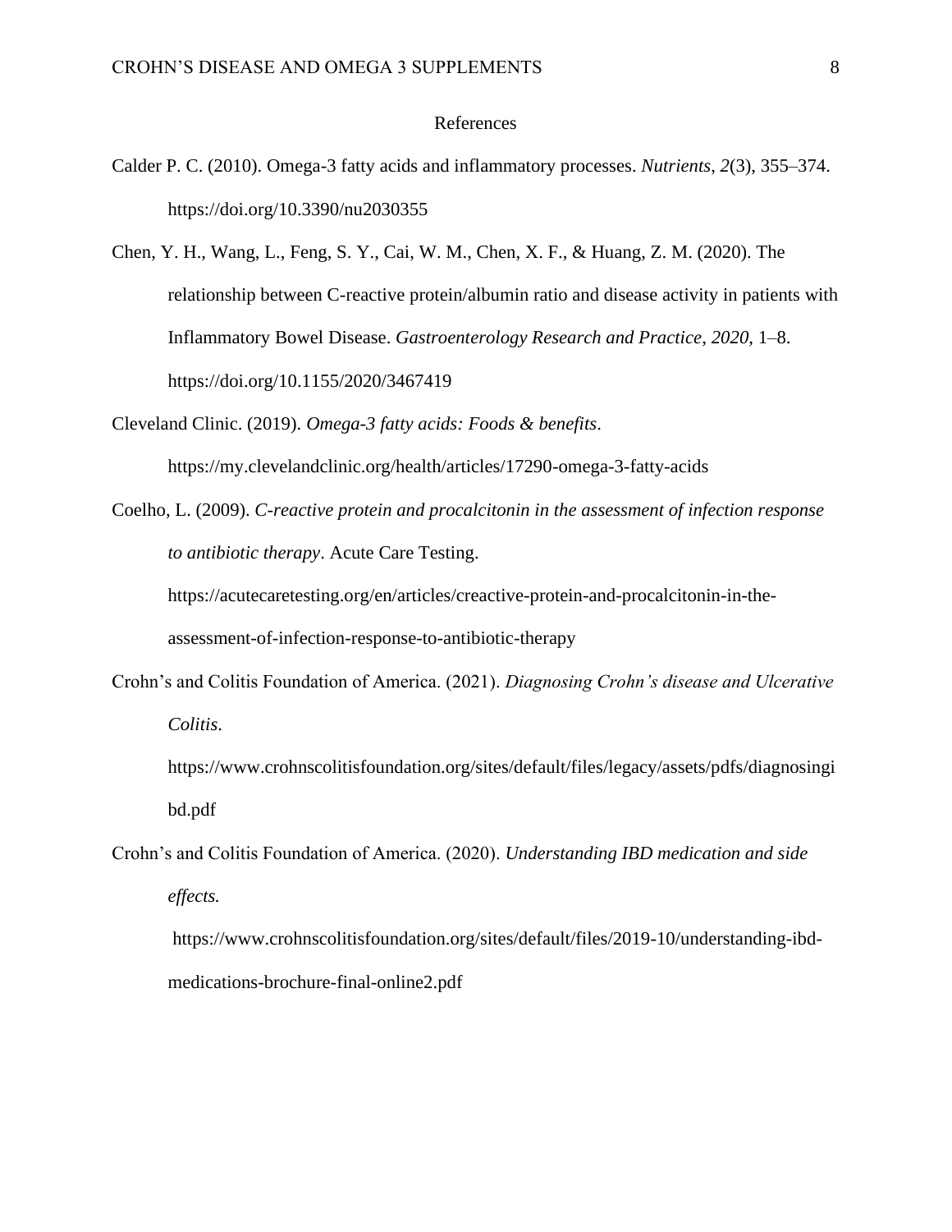# References

Calder P. C. (2010). Omega-3 fatty acids and inflammatory processes. *Nutrients*, *2*(3), 355–374. https://doi.org/10.3390/nu2030355

Chen, Y. H., Wang, L., Feng, S. Y., Cai, W. M., Chen, X. F., & Huang, Z. M. (2020). The relationship between C-reactive protein/albumin ratio and disease activity in patients with Inflammatory Bowel Disease. *Gastroenterology Research and Practice*, *2020*, 1–8. https://doi.org/10.1155/2020/3467419

Cleveland Clinic. (2019). *Omega-3 fatty acids: Foods & benefits*. https://my.clevelandclinic.org/health/articles/17290-omega-3-fatty-acids

Coelho, L. (2009). *C-reactive protein and procalcitonin in the assessment of infection response to antibiotic therapy*. Acute Care Testing. https://acutecaretesting.org/en/articles/creactive-protein-and-procalcitonin-in-the-assessment-of-infection-response-to-antibiotic-therapy

Crohn's and Colitis Foundation of America. (2021). *Diagnosing Crohn's disease and Ulcerative Colitis*. https://www.crohnscolitisfoundation.org/sites/default/files/legacy/assets/pdfs/diagnosingibd.pdf

Crohn's and Colitis Foundation of America. (2020). *Understanding IBD medication and side effects.* https://www.crohnscolitisfoundation.org/sites/default/files/2019-10/understanding-ibd-medications-brochure-final-online2.pdf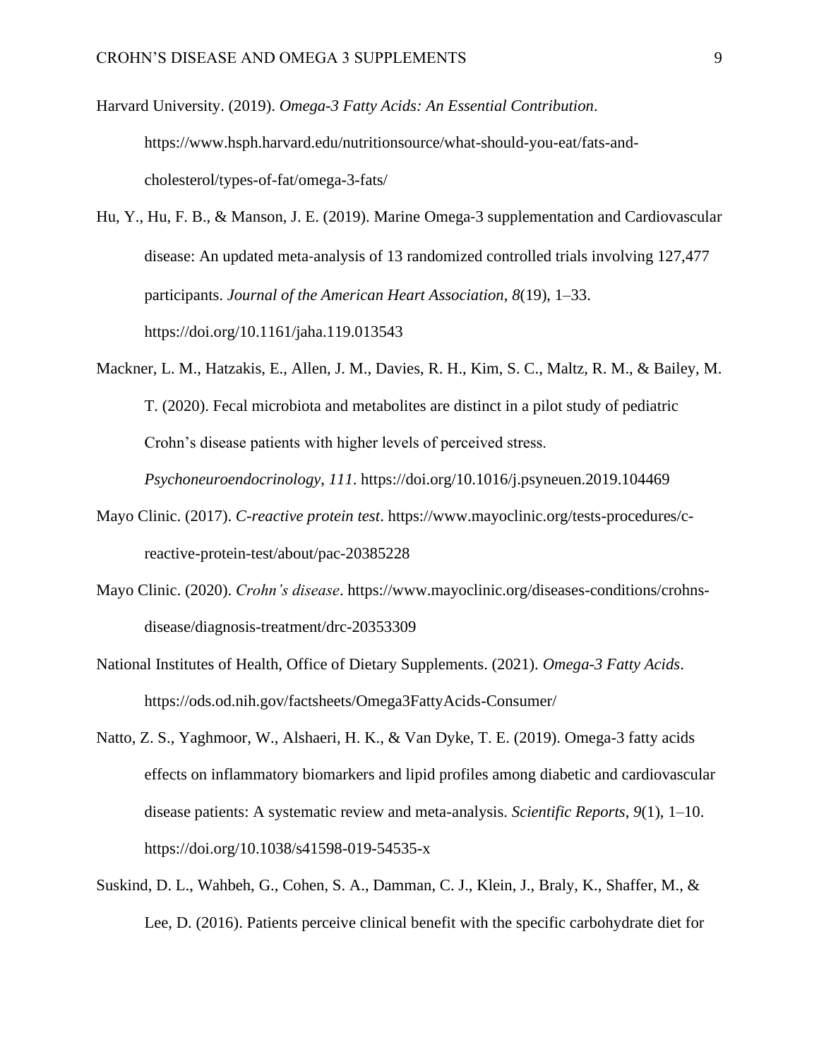Harvard University. (2019). *Omega-3 Fatty Acids: An Essential Contribution*. https://www.hsph.harvard.edu/nutritionsource/what-should-you-eat/fats-and-cholesterol/types-of-fat/omega-3-fats/

Hu, Y., Hu, F. B., & Manson, J. E. (2019). Marine Omega-3 supplementation and Cardiovascular disease: An updated meta-analysis of 13 randomized controlled trials involving 127,477 participants. *Journal of the American Heart Association*, *8*(19), 1–33. https://doi.org/10.1161/jaha.119.013543

Mackner, L. M., Hatzakis, E., Allen, J. M., Davies, R. H., Kim, S. C., Maltz, R. M., & Bailey, M. T. (2020). Fecal microbiota and metabolites are distinct in a pilot study of pediatric Crohn's disease patients with higher levels of perceived stress. *Psychoneuroendocrinology, 111*. https://doi.org/10.1016/j.psyneuen.2019.104469

Mayo Clinic. (2017). *C-reactive protein test*. https://www.mayoclinic.org/tests-procedures/c-reactive-protein-test/about/pac-20385228

Mayo Clinic. (2020). *Crohn's disease*. https://www.mayoclinic.org/diseases-conditions/crohns-disease/diagnosis-treatment/drc-20353309

National Institutes of Health, Office of Dietary Supplements. (2021). *Omega-3 Fatty Acids*. https://ods.od.nih.gov/factsheets/Omega3FattyAcids-Consumer/

Natto, Z. S., Yaghmoor, W., Alshaeri, H. K., & Van Dyke, T. E. (2019). Omega-3 fatty acids effects on inflammatory biomarkers and lipid profiles among diabetic and cardiovascular disease patients: A systematic review and meta-analysis. *Scientific Reports*, *9*(1), 1–10. https://doi.org/10.1038/s41598-019-54535-x

Suskind, D. L., Wahbeh, G., Cohen, S. A., Damman, C. J., Klein, J., Braly, K., Shaffer, M., & Lee, D. (2016). Patients perceive clinical benefit with the specific carbohydrate diet for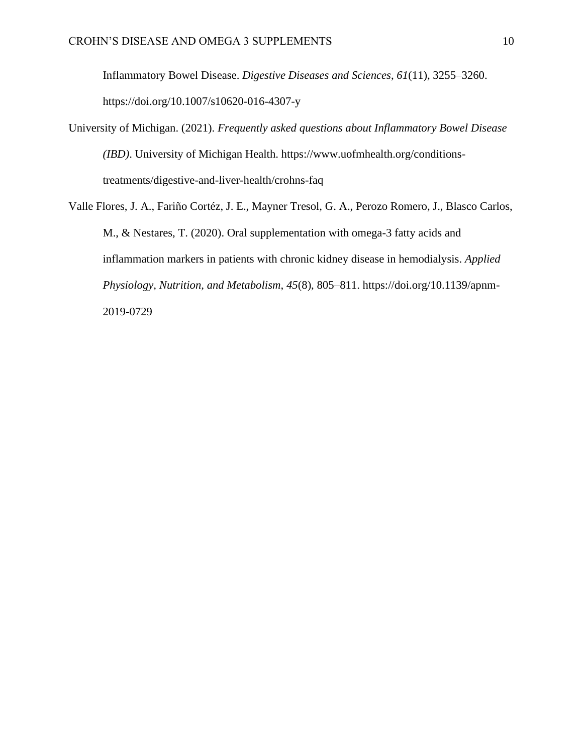Inflammatory Bowel Disease. *Digestive Diseases and Sciences*, *61*(11), 3255–3260. https://doi.org/10.1007/s10620-016-4307-y

University of Michigan. (2021). *Frequently asked questions about Inflammatory Bowel Disease (IBD)*. University of Michigan Health. https://www.uofmhealth.org/conditions-treatments/digestive-and-liver-health/crohns-faq

Valle Flores, J. A., Fariño Cortéz, J. E., Mayner Tresol, G. A., Perozo Romero, J., Blasco Carlos, M., & Nestares, T. (2020). Oral supplementation with omega-3 fatty acids and inflammation markers in patients with chronic kidney disease in hemodialysis. *Applied Physiology, Nutrition, and Metabolism*, *45*(8), 805–811. https://doi.org/10.1139/apnm-2019-0729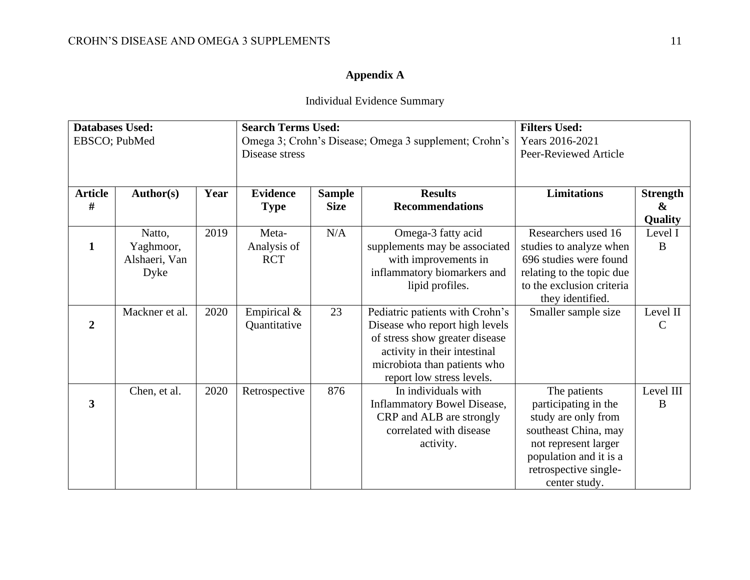## Appendix A

Individual Evidence Summary

| **Databases Used:** EBSCO; PubMed | | | **Search Terms Used:** Omega 3; Crohn's Disease; Omega 3 supplement; Crohn's Disease stress | | | **Filters Used:** Years 2016-2021 Peer-Reviewed Article | |
|---|---|---|---|---|---|---|---|
| **Article #** | **Author(s)** | **Year** | **Evidence Type** | **Sample Size** | **Results Recommendations** | **Limitations** | **Strength & Quality** |
| **1** | Natto, Yaghmoor, Alshaeri, Van Dyke | 2019 | Meta-Analysis of RCT | N/A | Omega-3 fatty acid supplements may be associated with improvements in inflammatory biomarkers and lipid profiles. | Researchers used 16 studies to analyze when 696 studies were found relating to the topic due to the exclusion criteria they identified. | Level I B |
| **2** | Mackner et al. | 2020 | Empirical & Quantitative | 23 | Pediatric patients with Crohn's Disease who report high levels of stress show greater disease activity in their intestinal microbiota than patients who report low stress levels. | Smaller sample size | Level II C |
| **3** | Chen, et al. | 2020 | Retrospective | 876 | In individuals with Inflammatory Bowel Disease, CRP and ALB are strongly correlated with disease activity. | The patients participating in the study are only from southeast China, may not represent larger population and it is a retrospective single-center study. | Level III B |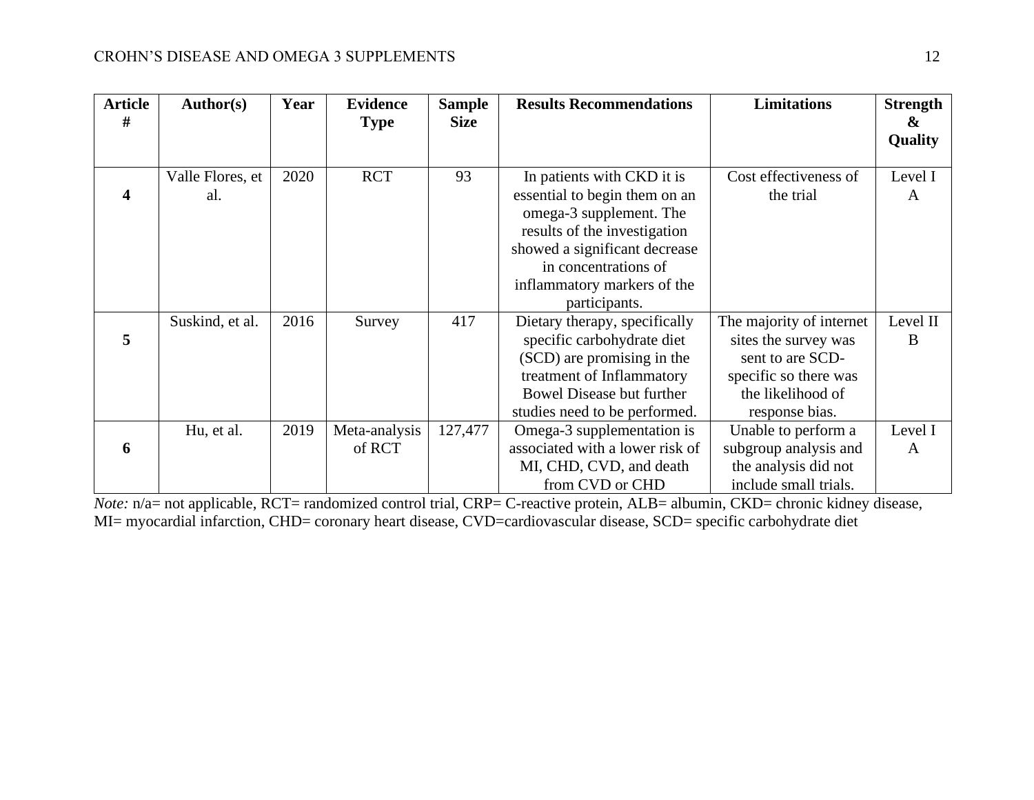| Article # | Author(s) | Year | Evidence Type | Sample Size | Results Recommendations | Limitations | Strength & Quality |
|---|---|---|---|---|---|---|---|
| **4** | Valle Flores, et al. | 2020 | RCT | 93 | In patients with CKD it is essential to begin them on an omega-3 supplement. The results of the investigation showed a significant decrease in concentrations of inflammatory markers of the participants. | Cost effectiveness of the trial | Level I A |
| **5** | Suskind, et al. | 2016 | Survey | 417 | Dietary therapy, specifically specific carbohydrate diet (SCD) are promising in the treatment of Inflammatory Bowel Disease but further studies need to be performed. | The majority of internet sites the survey was sent to are SCD-specific so there was the likelihood of response bias. | Level II B |
| **6** | Hu, et al. | 2019 | Meta-analysis of RCT | 127,477 | Omega-3 supplementation is associated with a lower risk of MI, CHD, CVD, and death from CVD or CHD | Unable to perform a subgroup analysis and the analysis did not include small trials. | Level I A |

*Note:* n/a= not applicable, RCT= randomized control trial, CRP= C-reactive protein, ALB= albumin, CKD= chronic kidney disease, MI= myocardial infarction, CHD= coronary heart disease, CVD=cardiovascular disease, SCD= specific carbohydrate diet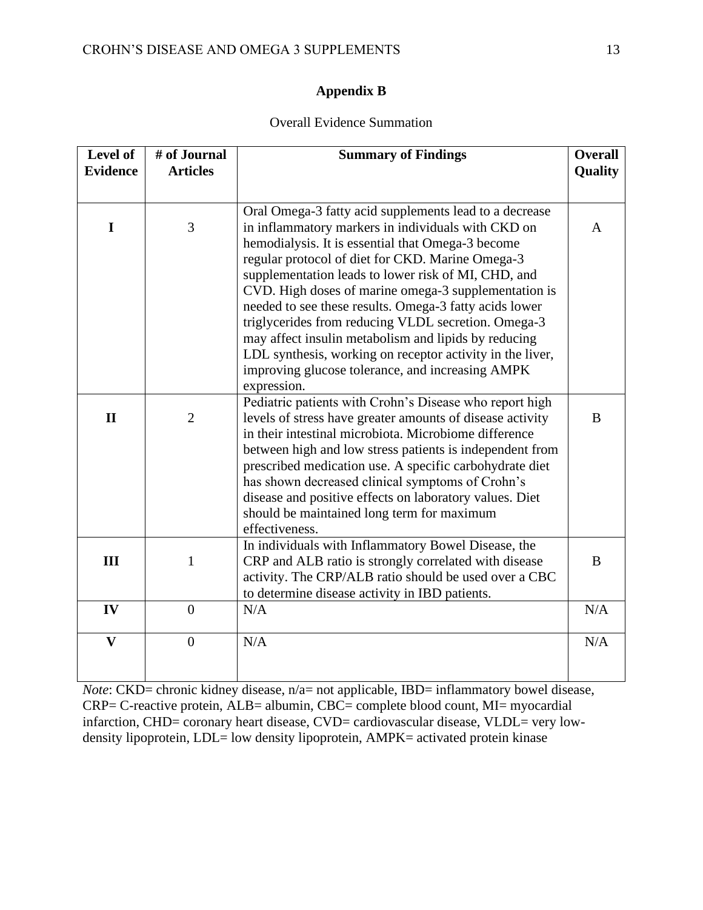## Appendix B

Overall Evidence Summation

| Level of Evidence | # of Journal Articles | Summary of Findings | Overall Quality |
|---|---|---|---|
| **I** | 3 | Oral Omega-3 fatty acid supplements lead to a decrease in inflammatory markers in individuals with CKD on hemodialysis. It is essential that Omega-3 become regular protocol of diet for CKD. Marine Omega-3 supplementation leads to lower risk of MI, CHD, and CVD. High doses of marine omega-3 supplementation is needed to see these results. Omega-3 fatty acids lower triglycerides from reducing VLDL secretion. Omega-3 may affect insulin metabolism and lipids by reducing LDL synthesis, working on receptor activity in the liver, improving glucose tolerance, and increasing AMPK expression. | A |
| **II** | 2 | Pediatric patients with Crohn's Disease who report high levels of stress have greater amounts of disease activity in their intestinal microbiota. Microbiome difference between high and low stress patients is independent from prescribed medication use. A specific carbohydrate diet has shown decreased clinical symptoms of Crohn's disease and positive effects on laboratory values. Diet should be maintained long term for maximum effectiveness. | B |
| **III** | 1 | In individuals with Inflammatory Bowel Disease, the CRP and ALB ratio is strongly correlated with disease activity. The CRP/ALB ratio should be used over a CBC to determine disease activity in IBD patients. | B |
| **IV** | 0 | N/A | N/A |
| **V** | 0 | N/A | N/A |

*Note*: CKD= chronic kidney disease, n/a= not applicable, IBD= inflammatory bowel disease, CRP= C-reactive protein, ALB= albumin, CBC= complete blood count, MI= myocardial infarction, CHD= coronary heart disease, CVD= cardiovascular disease, VLDL= very low-density lipoprotein, LDL= low density lipoprotein, AMPK= activated protein kinase